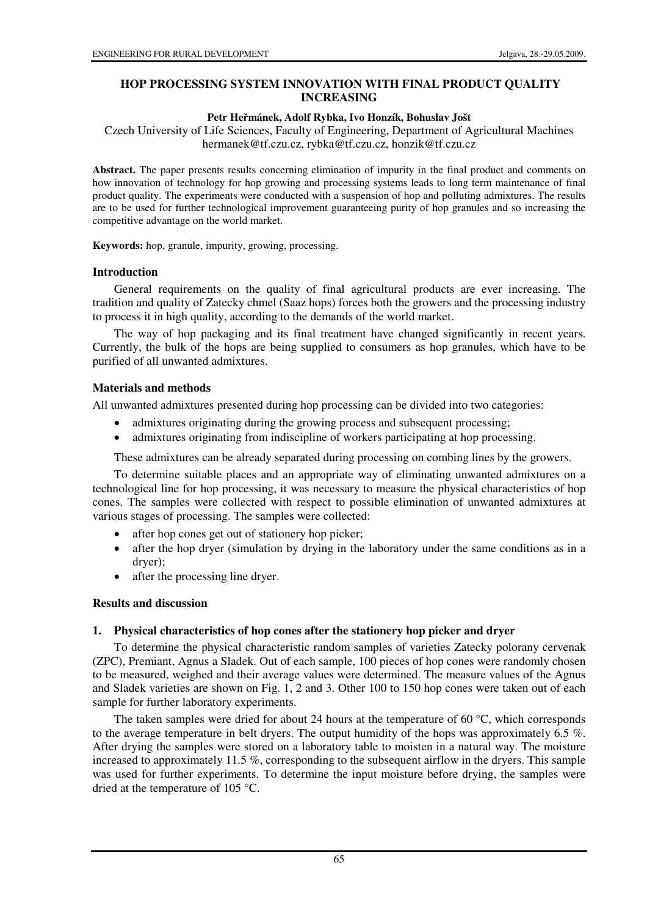# HOP PROCESSING SYSTEM INNOVATION WITH FINAL PRODUCT QUALITY INCREASING

**Petr Heřmánek, Adolf Rybka, Ivo Honzík, Bohuslav Jošt**

Czech University of Life Sciences, Faculty of Engineering, Department of Agricultural Machines
hermanek@tf.czu.cz, rybka@tf.czu.cz, honzik@tf.czu.cz

**Abstract.** The paper presents results concerning elimination of impurity in the final product and comments on how innovation of technology for hop growing and processing systems leads to long term maintenance of final product quality. The experiments were conducted with a suspension of hop and polluting admixtures. The results are to be used for further technological improvement guaranteeing purity of hop granules and so increasing the competitive advantage on the world market.

**Keywords:** hop, granule, impurity, growing, processing.

## Introduction

General requirements on the quality of final agricultural products are ever increasing. The tradition and quality of Zatecky chmel (Saaz hops) forces both the growers and the processing industry to process it in high quality, according to the demands of the world market.

The way of hop packaging and its final treatment have changed significantly in recent years. Currently, the bulk of the hops are being supplied to consumers as hop granules, which have to be purified of all unwanted admixtures.

## Materials and methods

All unwanted admixtures presented during hop processing can be divided into two categories:

- admixtures originating during the growing process and subsequent processing;
- admixtures originating from indiscipline of workers participating at hop processing.

These admixtures can be already separated during processing on combing lines by the growers.

To determine suitable places and an appropriate way of eliminating unwanted admixtures on a technological line for hop processing, it was necessary to measure the physical characteristics of hop cones. The samples were collected with respect to possible elimination of unwanted admixtures at various stages of processing. The samples were collected:

- after hop cones get out of stationery hop picker;
- after the hop dryer (simulation by drying in the laboratory under the same conditions as in a dryer);
- after the processing line dryer.

## Results and discussion

### 1. Physical characteristics of hop cones after the stationery hop picker and dryer

To determine the physical characteristic random samples of varieties Zatecky polorany cervenak (ZPC), Premiant, Agnus a Sladek. Out of each sample, 100 pieces of hop cones were randomly chosen to be measured, weighed and their average values were determined. The measure values of the Agnus and Sladek varieties are shown on Fig. 1, 2 and 3. Other 100 to 150 hop cones were taken out of each sample for further laboratory experiments.

The taken samples were dried for about 24 hours at the temperature of 60 °C, which corresponds to the average temperature in belt dryers. The output humidity of the hops was approximately 6.5 %. After drying the samples were stored on a laboratory table to moisten in a natural way. The moisture increased to approximately 11.5 %, corresponding to the subsequent airflow in the dryers. This sample was used for further experiments. To determine the input moisture before drying, the samples were dried at the temperature of 105 °C.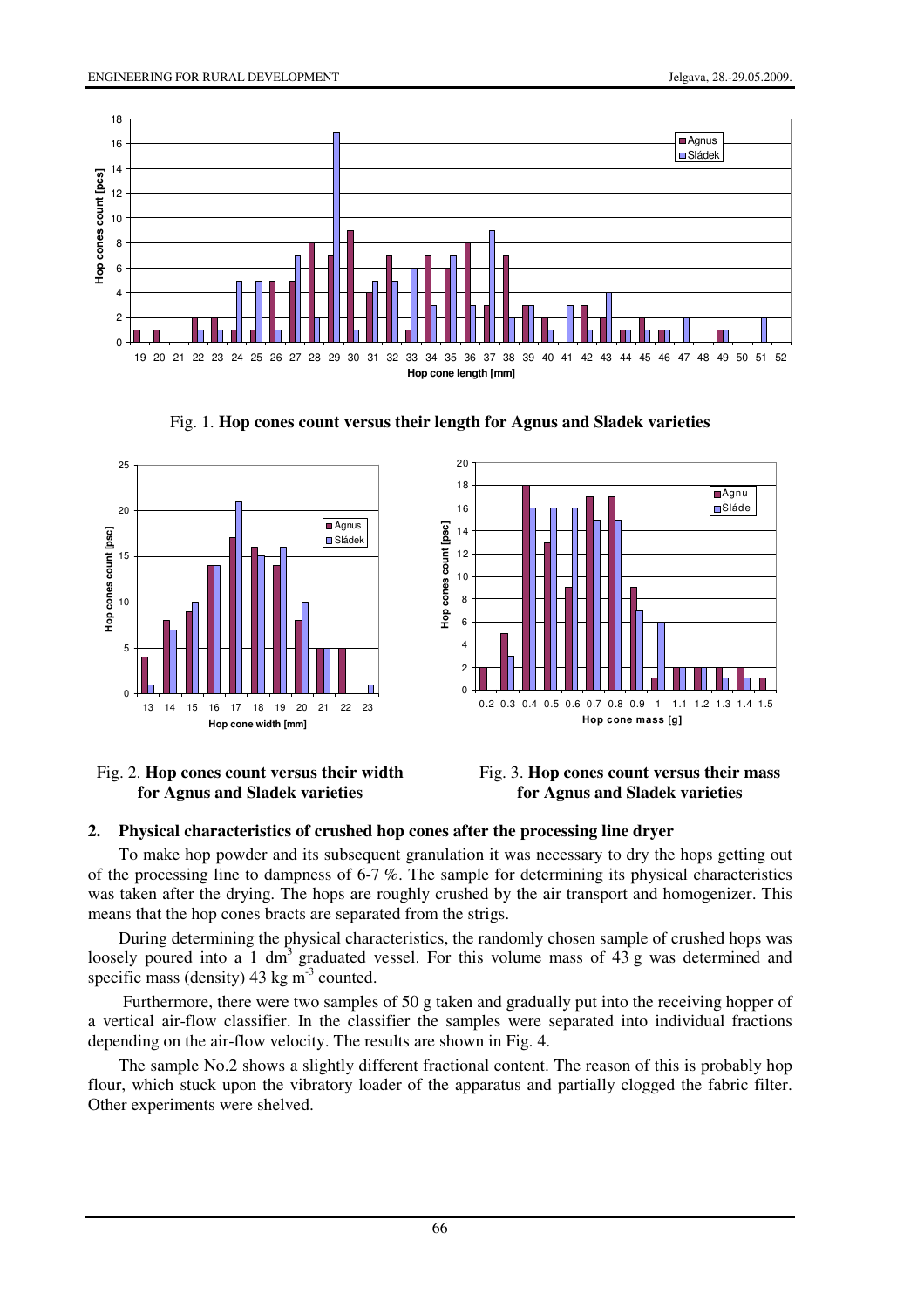18
16
14
12
10
8
6
4
2
0

Hop cones count [pcs]

Agnus
Sládek

19 20 21 22 23 24 25 26 27 28 29 30 31 32 33 34 35 36 37 38 39 40 41 42 43 44 45 46 47 48 49 50 51 52

Hop cone length [mm]

Fig. 1. **Hop cones count versus their length for Agnus and Sladek varieties**

25
20
15
10
5
0

Hop cones count [psc]

Agnus
Sládek

13 14 15 16 17 18 19 20 21 22 23

Hop cone width [mm]

Fig. 2. **Hop cones count versus their width for Agnus and Sladek varieties**

20
18
16
14
12
10
8
6
4
2
0

Hop cones count [psc]

Agnu
Sláde

0.2 0.3 0.4 0.5 0.6 0.7 0.8 0.9 1 1.1 1.2 1.3 1.4 1.5

Hop cone mass [g]

Fig. 3. **Hop cones count versus their mass for Agnus and Sladek varieties**

## 2. Physical characteristics of crushed hop cones after the processing line dryer

To make hop powder and its subsequent granulation it was necessary to dry the hops getting out of the processing line to dampness of 6-7 %. The sample for determining its physical characteristics was taken after the drying. The hops are roughly crushed by the air transport and homogenizer. This means that the hop cones bracts are separated from the strigs.

During determining the physical characteristics, the randomly chosen sample of crushed hops was loosely poured into a 1 $dm^3$ graduated vessel. For this volume mass of 43 g was determined and specific mass (density) 43 kg $m^{-3}$ counted.

Furthermore, there were two samples of 50 g taken and gradually put into the receiving hopper of a vertical air-flow classifier. In the classifier the samples were separated into individual fractions depending on the air-flow velocity. The results are shown in Fig. 4.

The sample No.2 shows a slightly different fractional content. The reason of this is probably hop flour, which stuck upon the vibratory loader of the apparatus and partially clogged the fabric filter. Other experiments were shelved.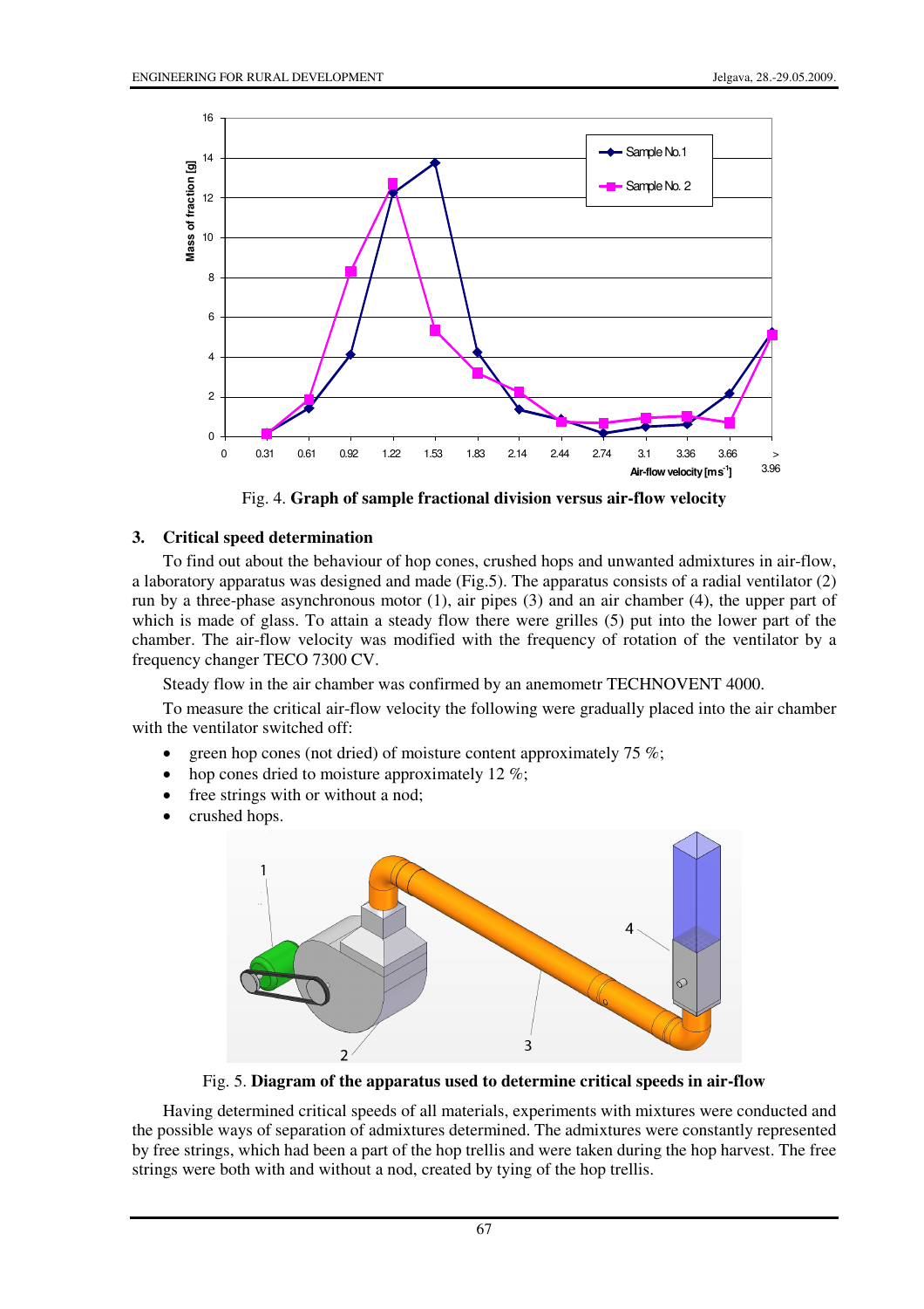16
14
12
10
8
6
4
2
0

Mass of fraction [g]

0 0.31 0.61 0.92 1.22 1.53 1.83 2.14 2.44 2.74 3.1 3.36 3.66 > 3.96

Air-flow velocity [m s$^{-1}$]

Sample No.1

Sample No. 2

Fig. 4. **Graph of sample fractional division versus air-flow velocity**

## 3. Critical speed determination

To find out about the behaviour of hop cones, crushed hops and unwanted admixtures in air-flow, a laboratory apparatus was designed and made (Fig.5). The apparatus consists of a radial ventilator (2) run by a three-phase asynchronous motor (1), air pipes (3) and an air chamber (4), the upper part of which is made of glass. To attain a steady flow there were grilles (5) put into the lower part of the chamber. The air-flow velocity was modified with the frequency of rotation of the ventilator by a frequency changer TECO 7300 CV.

Steady flow in the air chamber was confirmed by an anemometr TECHNOVENT 4000.

To measure the critical air-flow velocity the following were gradually placed into the air chamber with the ventilator switched off:

- green hop cones (not dried) of moisture content approximately 75 %;
- hop cones dried to moisture approximately 12 %;
- free strings with or without a nod;
- crushed hops.

1

2

3

4

Fig. 5. **Diagram of the apparatus used to determine critical speeds in air-flow**

Having determined critical speeds of all materials, experiments with mixtures were conducted and the possible ways of separation of admixtures determined. The admixtures were constantly represented by free strings, which had been a part of the hop trellis and were taken during the hop harvest. The free strings were both with and without a nod, created by tying of the hop trellis.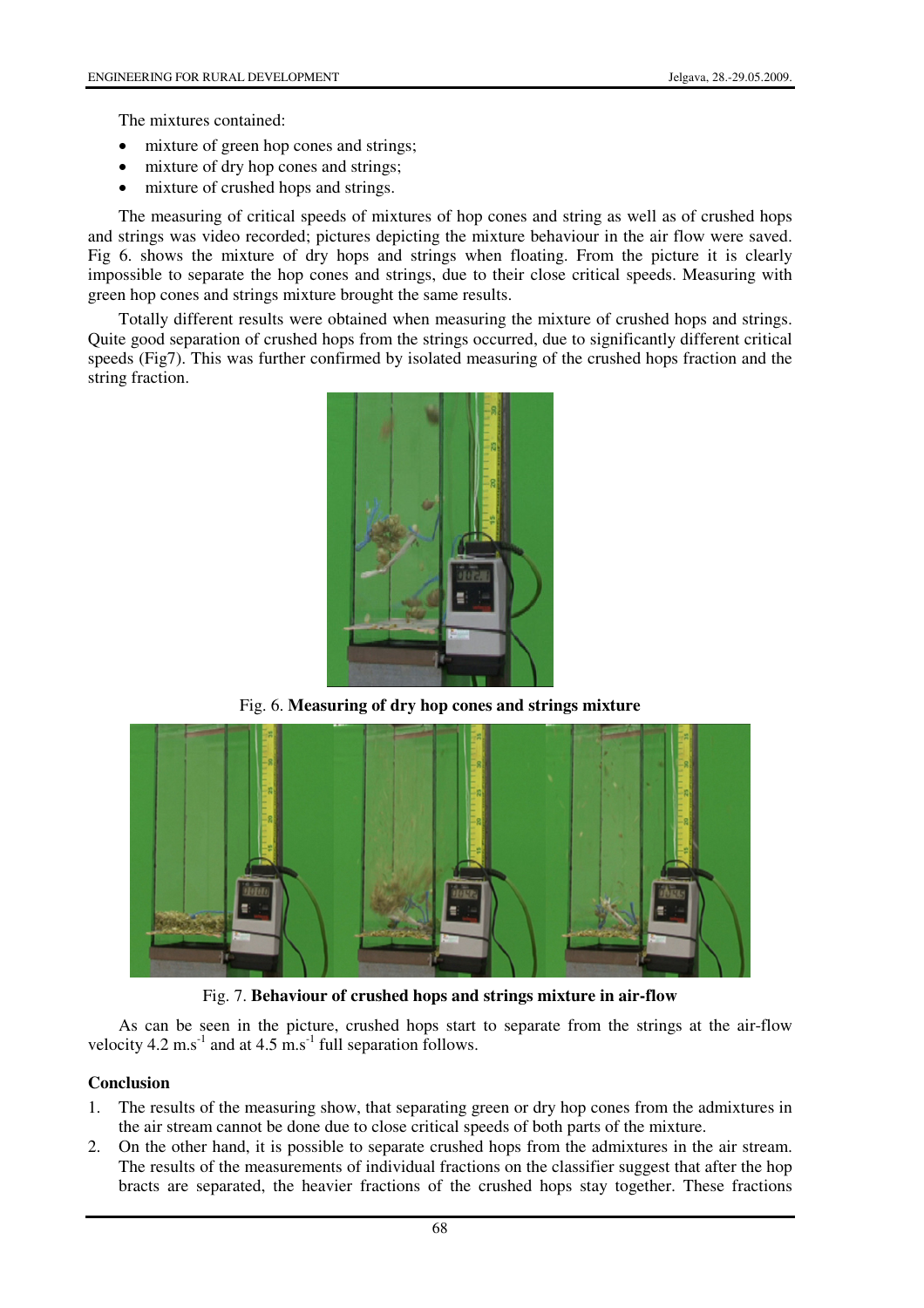The mixtures contained:

- mixture of green hop cones and strings;
- mixture of dry hop cones and strings;
- mixture of crushed hops and strings.

The measuring of critical speeds of mixtures of hop cones and string as well as of crushed hops and strings was video recorded; pictures depicting the mixture behaviour in the air flow were saved. Fig 6. shows the mixture of dry hops and strings when floating. From the picture it is clearly impossible to separate the hop cones and strings, due to their close critical speeds. Measuring with green hop cones and strings mixture brought the same results.

Totally different results were obtained when measuring the mixture of crushed hops and strings. Quite good separation of crushed hops from the strings occurred, due to significantly different critical speeds (Fig7). This was further confirmed by isolated measuring of the crushed hops fraction and the string fraction.

Fig. 6. **Measuring of dry hop cones and strings mixture**

Fig. 7. **Behaviour of crushed hops and strings mixture in air-flow**

As can be seen in the picture, crushed hops start to separate from the strings at the air-flow velocity 4.2 $m.s^{-1}$ and at 4.5 $m.s^{-1}$ full separation follows.

## Conclusion

1. The results of the measuring show, that separating green or dry hop cones from the admixtures in the air stream cannot be done due to close critical speeds of both parts of the mixture.
2. On the other hand, it is possible to separate crushed hops from the admixtures in the air stream. The results of the measurements of individual fractions on the classifier suggest that after the hop bracts are separated, the heavier fractions of the crushed hops stay together. These fractions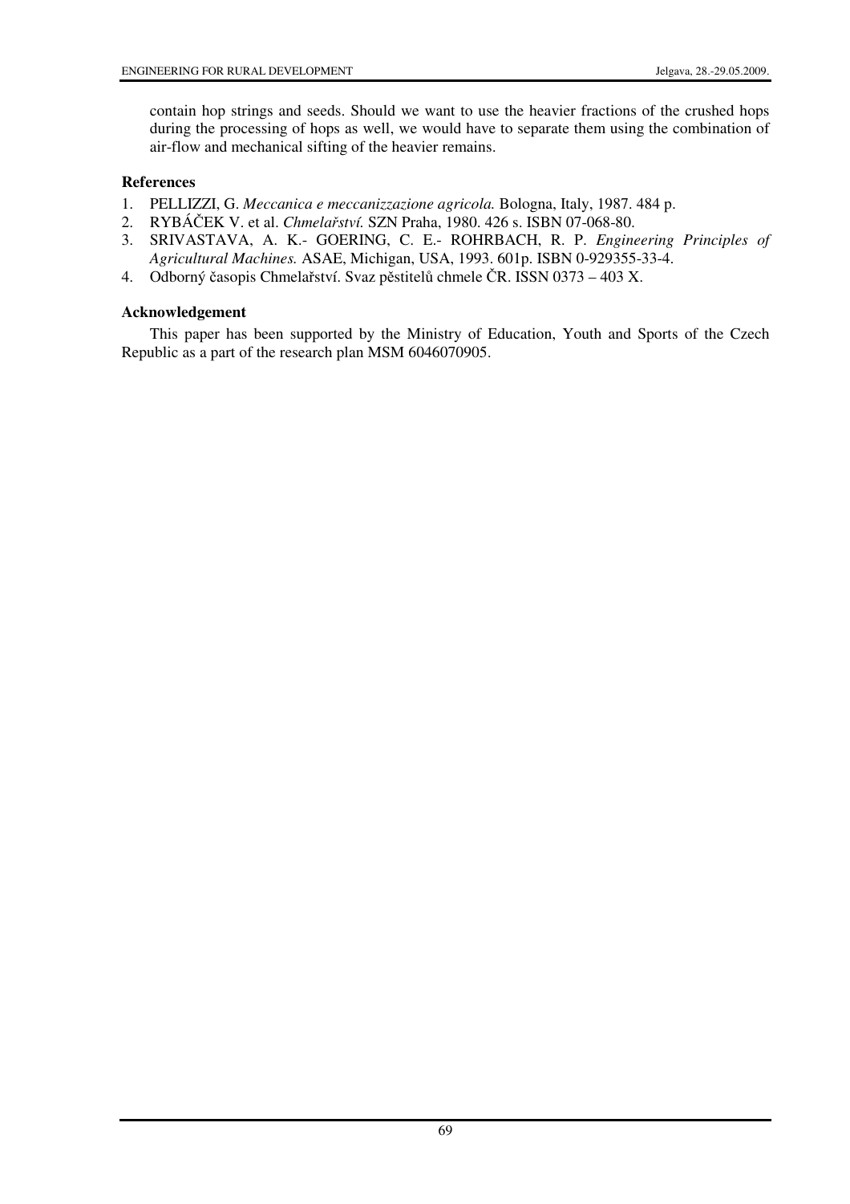contain hop strings and seeds. Should we want to use the heavier fractions of the crushed hops during the processing of hops as well, we would have to separate them using the combination of air-flow and mechanical sifting of the heavier remains.

## References

1. PELLIZZI, G. *Meccanica e meccanizzazione agricola.* Bologna, Italy, 1987. 484 p.
2. RYBÁČEK V. et al. *Chmelařství.* SZN Praha, 1980. 426 s. ISBN 07-068-80.
3. SRIVASTAVA, A. K.- GOERING, C. E.- ROHRBACH, R. P. *Engineering Principles of Agricultural Machines.* ASAE, Michigan, USA, 1993. 601p. ISBN 0-929355-33-4.
4. Odborný časopis Chmelařství. Svaz pěstitelů chmele ČR. ISSN 0373 – 403 X.

## Acknowledgement

This paper has been supported by the Ministry of Education, Youth and Sports of the Czech Republic as a part of the research plan MSM 6046070905.